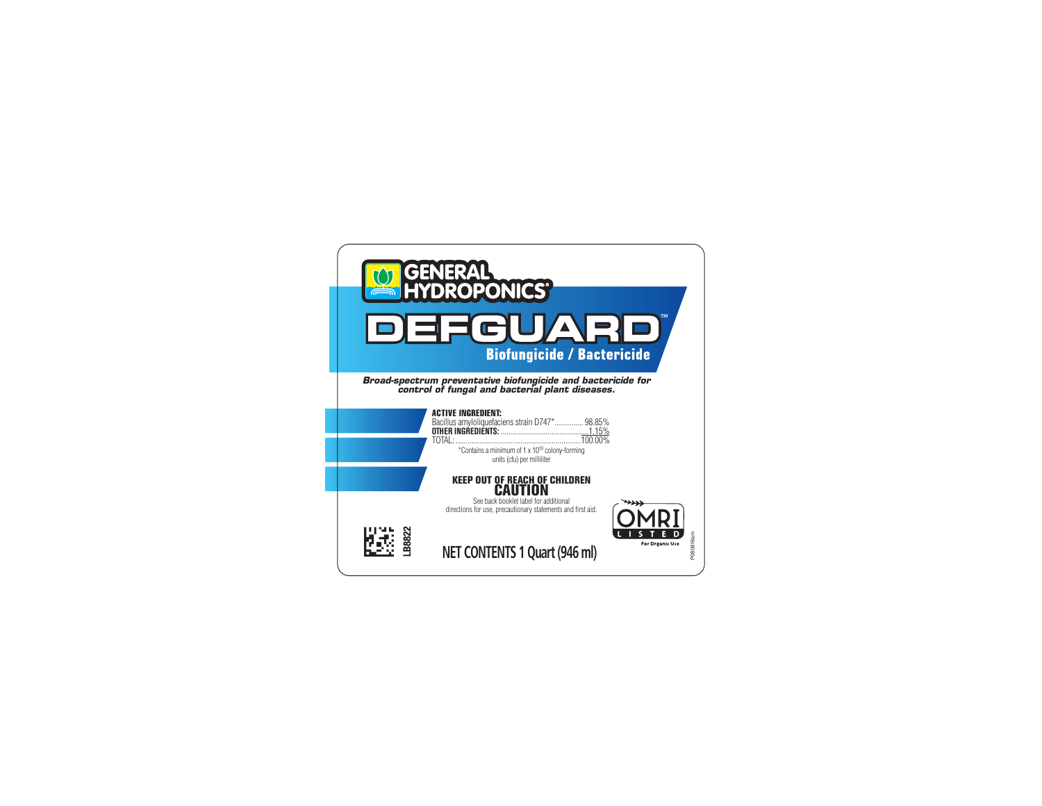GENERAL HYDROPONICS®

# DEFGUARD™

## Biofungicide / Bactericide

***Broad-spectrum preventative biofungicide and bactericide for control of fungal and bacterial plant diseases.***

| **ACTIVE INGREDIENT:** | |
|---|---|
| Bacillus amyloliquefaciens strain D747* | 98.85% |
| **OTHER INGREDIENTS:** | 1.15% |
| TOTAL: | 100.00% |

*Contains a minimum of $1 \times 10^{10}$ colony-forming units (cfu) per milliliter

**KEEP OUT OF REACH OF CHILDREN**

**CAUTION**

See back booklet label for additional directions for use, precautionary statements and first aid.

OMRI LISTED For Organic Use

LB8822

**NET CONTENTS 1 Quart (946 ml)**

P080816am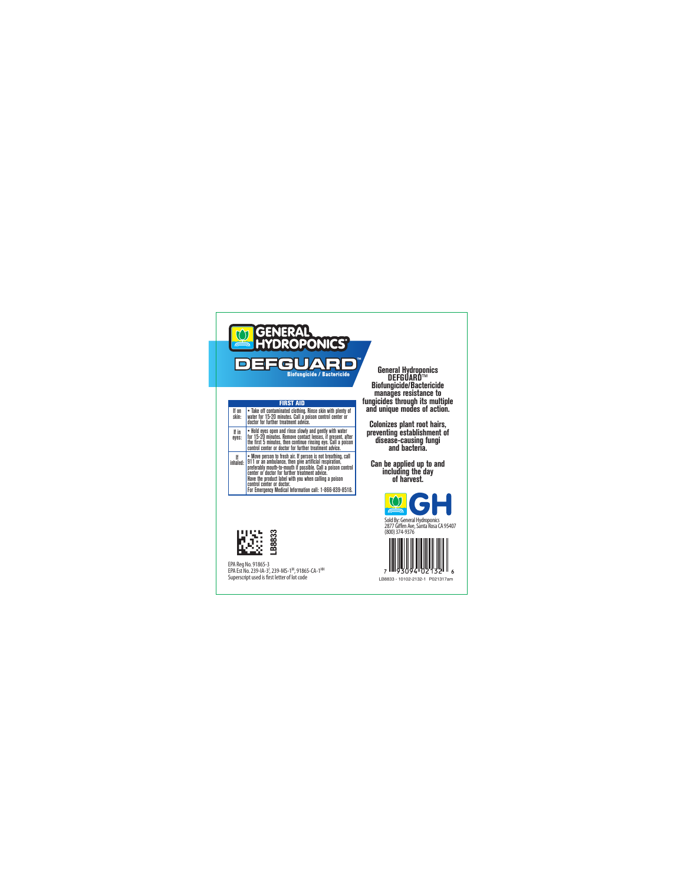# GENERAL HYDROPONICS®

# DEFGUARD™

Biofungicide / Bactericide

| FIRST AID | |
|---|---|
| If on skin: | • Take off contaminated clothing. Rinse skin with plenty of water for 15-20 minutes. Call a poison control center or doctor for further treatment advice. |
| If in eyes: | • Hold eyes open and rinse slowly and gently with water for 15-20 minutes. Remove contact lenses, if present, after the first 5 minutes, then continue rinsing eye. Call a poison control center or doctor for further treatment advice. |
| If inhaled: | • Move person to fresh air. If person is not breathing, call 911 or an ambulance, then give artificial respiration, preferably mouth-to-mouth if possible. Call a poison control center or doctor for further treatment advice. Have the product label with you when calling a poison control center or doctor. For Emergency Medical Information call: 1-866-839-8518. |

LB8833

EPA Reg No. 91865-3
EPA Est No. 239-IA-3[I], 239-MS-1[M], 91865-CA-1[HH]
Superscript used is first letter of lot code

**General Hydroponics DEFGUARD™ Biofungicide/Bactericide manages resistance to fungicides through its multiple and unique modes of action.**

**Colonizes plant root hairs, preventing establishment of disease-causing fungi and bacteria.**

**Can be applied up to and including the day of harvest.**

GH

Sold By: General Hydroponics
2877 Giffen Ave, Santa Rosa CA 95407
(800) 374-9376

7 93094 02132 6

LB8833 - 10102-2132-1 P021317am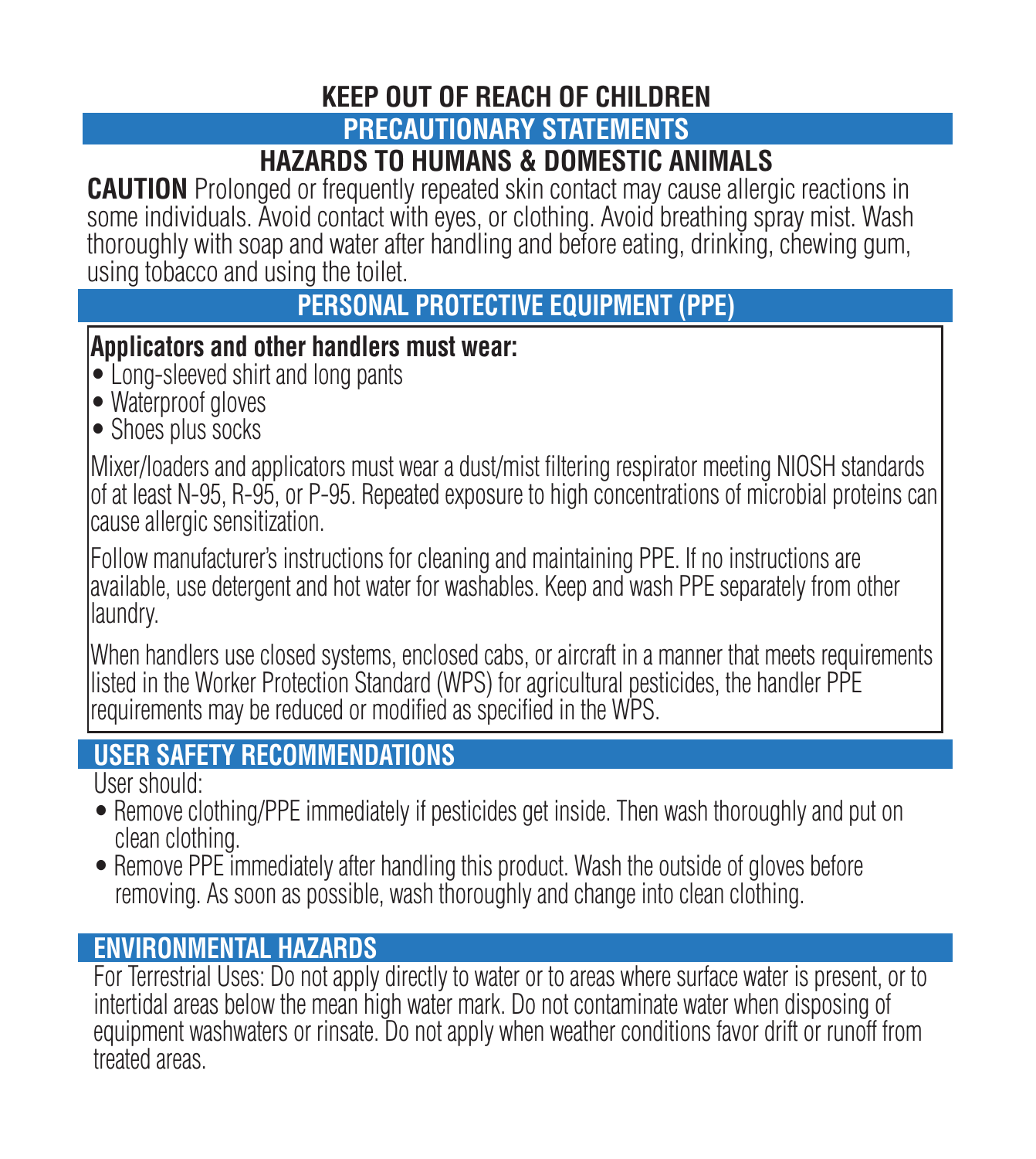## KEEP OUT OF REACH OF CHILDREN

## PRECAUTIONARY STATEMENTS

### HAZARDS TO HUMANS & DOMESTIC ANIMALS

**CAUTION** Prolonged or frequently repeated skin contact may cause allergic reactions in some individuals. Avoid contact with eyes, or clothing. Avoid breathing spray mist. Wash thoroughly with soap and water after handling and before eating, drinking, chewing gum, using tobacco and using the toilet.

### PERSONAL PROTECTIVE EQUIPMENT (PPE)

**Applicators and other handlers must wear:**

- Long-sleeved shirt and long pants
- Waterproof gloves
- Shoes plus socks

Mixer/loaders and applicators must wear a dust/mist filtering respirator meeting NIOSH standards of at least N-95, R-95, or P-95. Repeated exposure to high concentrations of microbial proteins can cause allergic sensitization.

Follow manufacturer's instructions for cleaning and maintaining PPE. If no instructions are available, use detergent and hot water for washables. Keep and wash PPE separately from other laundry.

When handlers use closed systems, enclosed cabs, or aircraft in a manner that meets requirements listed in the Worker Protection Standard (WPS) for agricultural pesticides, the handler PPE requirements may be reduced or modified as specified in the WPS.

### USER SAFETY RECOMMENDATIONS

User should:

- Remove clothing/PPE immediately if pesticides get inside. Then wash thoroughly and put on clean clothing.
- Remove PPE immediately after handling this product. Wash the outside of gloves before removing. As soon as possible, wash thoroughly and change into clean clothing.

### ENVIRONMENTAL HAZARDS

For Terrestrial Uses: Do not apply directly to water or to areas where surface water is present, or to intertidal areas below the mean high water mark. Do not contaminate water when disposing of equipment washwaters or rinsate. Do not apply when weather conditions favor drift or runoff from treated areas.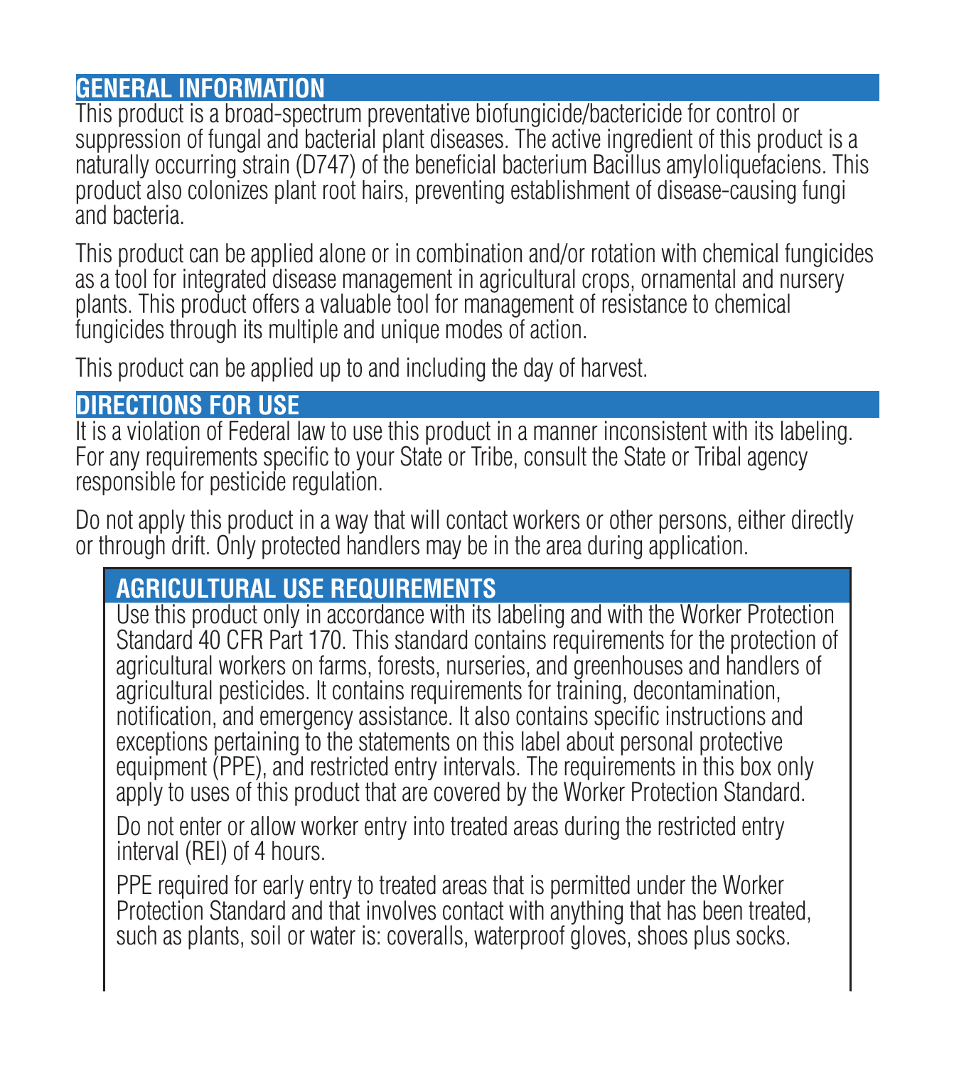## GENERAL INFORMATION

This product is a broad-spectrum preventative biofungicide/bactericide for control or suppression of fungal and bacterial plant diseases. The active ingredient of this product is a naturally occurring strain (D747) of the beneficial bacterium Bacillus amyloliquefaciens. This product also colonizes plant root hairs, preventing establishment of disease-causing fungi and bacteria.

This product can be applied alone or in combination and/or rotation with chemical fungicides as a tool for integrated disease management in agricultural crops, ornamental and nursery plants. This product offers a valuable tool for management of resistance to chemical fungicides through its multiple and unique modes of action.

This product can be applied up to and including the day of harvest.

## DIRECTIONS FOR USE

It is a violation of Federal law to use this product in a manner inconsistent with its labeling. For any requirements specific to your State or Tribe, consult the State or Tribal agency responsible for pesticide regulation.

Do not apply this product in a way that will contact workers or other persons, either directly or through drift. Only protected handlers may be in the area during application.

### AGRICULTURAL USE REQUIREMENTS

Use this product only in accordance with its labeling and with the Worker Protection Standard 40 CFR Part 170. This standard contains requirements for the protection of agricultural workers on farms, forests, nurseries, and greenhouses and handlers of agricultural pesticides. It contains requirements for training, decontamination, notification, and emergency assistance. It also contains specific instructions and exceptions pertaining to the statements on this label about personal protective equipment (PPE), and restricted entry intervals. The requirements in this box only apply to uses of this product that are covered by the Worker Protection Standard.

Do not enter or allow worker entry into treated areas during the restricted entry interval (REI) of 4 hours.

PPE required for early entry to treated areas that is permitted under the Worker Protection Standard and that involves contact with anything that has been treated, such as plants, soil or water is: coveralls, waterproof gloves, shoes plus socks.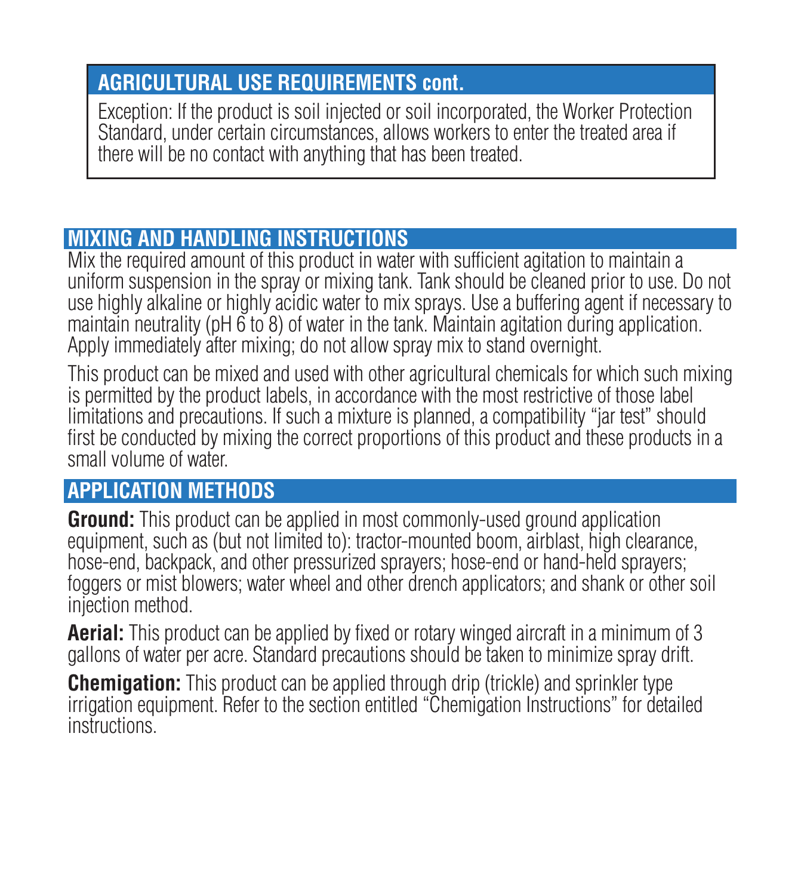## AGRICULTURAL USE REQUIREMENTS cont.

Exception: If the product is soil injected or soil incorporated, the Worker Protection Standard, under certain circumstances, allows workers to enter the treated area if there will be no contact with anything that has been treated.

## MIXING AND HANDLING INSTRUCTIONS

Mix the required amount of this product in water with sufficient agitation to maintain a uniform suspension in the spray or mixing tank. Tank should be cleaned prior to use. Do not use highly alkaline or highly acidic water to mix sprays. Use a buffering agent if necessary to maintain neutrality (pH 6 to 8) of water in the tank. Maintain agitation during application. Apply immediately after mixing; do not allow spray mix to stand overnight.

This product can be mixed and used with other agricultural chemicals for which such mixing is permitted by the product labels, in accordance with the most restrictive of those label limitations and precautions. If such a mixture is planned, a compatibility "jar test" should first be conducted by mixing the correct proportions of this product and these products in a small volume of water.

## APPLICATION METHODS

**Ground:** This product can be applied in most commonly-used ground application equipment, such as (but not limited to): tractor-mounted boom, airblast, high clearance, hose-end, backpack, and other pressurized sprayers; hose-end or hand-held sprayers; foggers or mist blowers; water wheel and other drench applicators; and shank or other soil injection method.

**Aerial:** This product can be applied by fixed or rotary winged aircraft in a minimum of 3 gallons of water per acre. Standard precautions should be taken to minimize spray drift.

**Chemigation:** This product can be applied through drip (trickle) and sprinkler type irrigation equipment. Refer to the section entitled "Chemigation Instructions" for detailed instructions.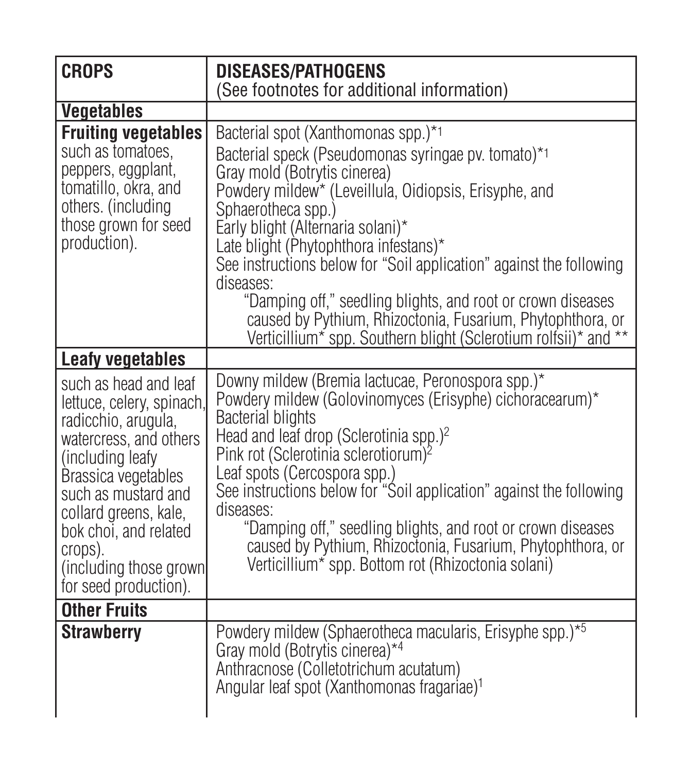| **CROPS** | **DISEASES/PATHOGENS** (See footnotes for additional information) |
|---|---|
| **Vegetables** | |
| **Fruiting vegetables** such as tomatoes, peppers, eggplant, tomatillo, okra, and others. (including those grown for seed production). | Bacterial spot (Xanthomonas spp.)*[1]<br>Bacterial speck (Pseudomonas syringae pv. tomato)*[1]<br>Gray mold (Botrytis cinerea)<br>Powdery mildew* (Leveillula, Oidiopsis, Erisyphe, and Sphaerotheca spp.)<br>Early blight (Alternaria solani)*<br>Late blight (Phytophthora infestans)*<br>See instructions below for "Soil application" against the following diseases:<br>"Damping off," seedling blights, and root or crown diseases caused by Pythium, Rhizoctonia, Fusarium, Phytophthora, or Verticillium* spp. Southern blight (Sclerotium rolfsii)* and ** |
| **Leafy vegetables** | |
| such as head and leaf lettuce, celery, spinach, radicchio, arugula, watercress, and others (including leafy Brassica vegetables such as mustard and collard greens, kale, bok choi, and related crops). (including those grown for seed production). | Downy mildew (Bremia lactucae, Peronospora spp.)*<br>Powdery mildew (Golovinomyces (Erisyphe) cichoracearum)*<br>Bacterial blights<br>Head and leaf drop (Sclerotinia spp.)[2]<br>Pink rot (Sclerotinia sclerotiorum)[2]<br>Leaf spots (Cercospora spp.)<br>See instructions below for "Soil application" against the following diseases:<br>"Damping off," seedling blights, and root or crown diseases caused by Pythium, Rhizoctonia, Fusarium, Phytophthora, or Verticillium* spp. Bottom rot (Rhizoctonia solani) |
| **Other Fruits** | |
| **Strawberry** | Powdery mildew (Sphaerotheca macularis, Erisyphe spp.)*[5]<br>Gray mold (Botrytis cinerea)*[4]<br>Anthracnose (Colletotrichum acutatum)<br>Angular leaf spot (Xanthomonas fragariae)[1] |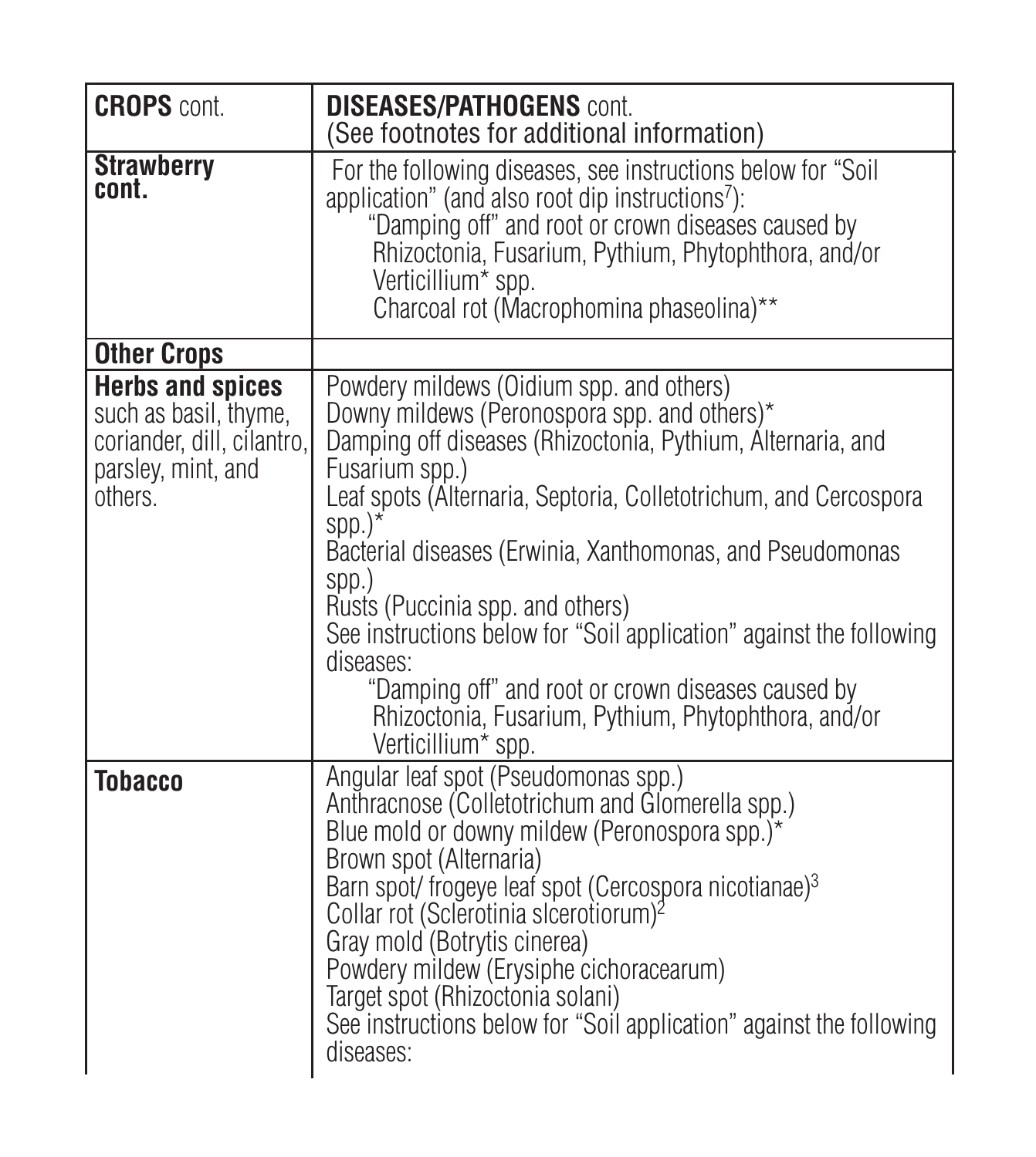| **CROPS** cont. | **DISEASES/PATHOGENS** cont.<br>(See footnotes for additional information) |
|---|---|
| **Strawberry cont.** | For the following diseases, see instructions below for "Soil application" (and also root dip instructions[7]):<br>"Damping off" and root or crown diseases caused by Rhizoctonia, Fusarium, Pythium, Phytophthora, and/or Verticillium* spp.<br>Charcoal rot (Macrophomina phaseolina)** |
| **Other Crops** | |
| **Herbs and spices** such as basil, thyme, coriander, dill, cilantro, parsley, mint, and others. | Powdery mildews (Oidium spp. and others)<br>Downy mildews (Peronospora spp. and others)*<br>Damping off diseases (Rhizoctonia, Pythium, Alternaria, and Fusarium spp.)<br>Leaf spots (Alternaria, Septoria, Colletotrichum, and Cercospora spp.)*<br>Bacterial diseases (Erwinia, Xanthomonas, and Pseudomonas spp.)<br>Rusts (Puccinia spp. and others)<br>See instructions below for "Soil application" against the following diseases:<br>"Damping off" and root or crown diseases caused by Rhizoctonia, Fusarium, Pythium, Phytophthora, and/or Verticillium* spp. |
| **Tobacco** | Angular leaf spot (Pseudomonas spp.)<br>Anthracnose (Colletotrichum and Glomerella spp.)<br>Blue mold or downy mildew (Peronospora spp.)*<br>Brown spot (Alternaria)<br>Barn spot/ frogeye leaf spot (Cercospora nicotianae)[3]<br>Collar rot (Sclerotinia slcerotiorum)[2]<br>Gray mold (Botrytis cinerea)<br>Powdery mildew (Erysiphe cichoracearum)<br>Target spot (Rhizoctonia solani)<br>See instructions below for "Soil application" against the following diseases: |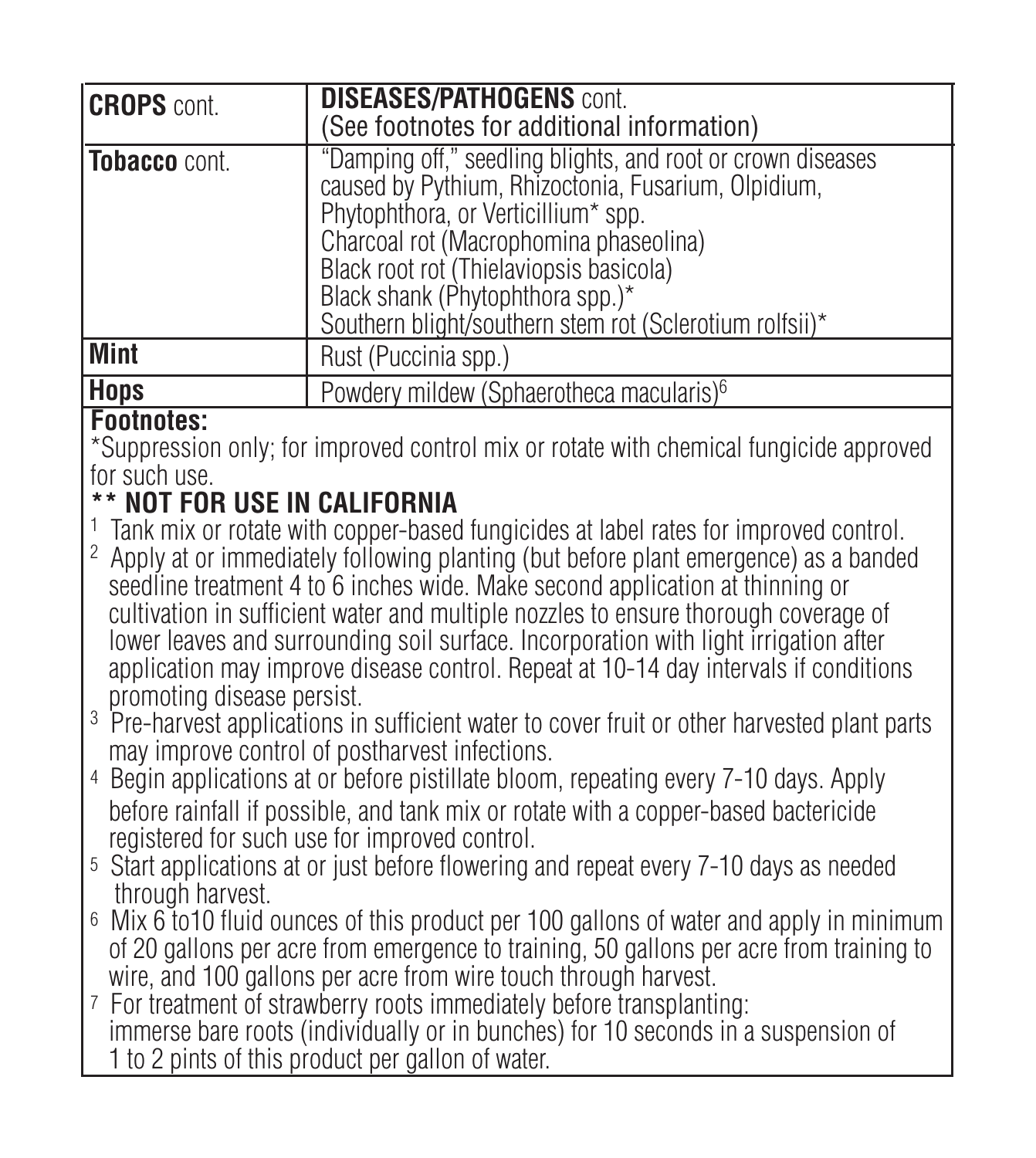| **CROPS** cont. | **DISEASES/PATHOGENS** cont.<br>(See footnotes for additional information) |
|---|---|
| **Tobacco** cont. | "Damping off," seedling blights, and root or crown diseases caused by Pythium, Rhizoctonia, Fusarium, Olpidium, Phytophthora, or Verticillium* spp.<br>Charcoal rot (Macrophomina phaseolina)<br>Black root rot (Thielaviopsis basicola)<br>Black shank (Phytophthora spp.)*<br>Southern blight/southern stem rot (Sclerotium rolfsii)* |
| **Mint** | Rust (Puccinia spp.) |
| **Hops** | Powdery mildew (Sphaerotheca macularis)[6] |

**Footnotes:**

*Suppression only; for improved control mix or rotate with chemical fungicide approved for such use.

**** NOT FOR USE IN CALIFORNIA**

[1] Tank mix or rotate with copper-based fungicides at label rates for improved control.

[2] Apply at or immediately following planting (but before plant emergence) as a banded seedline treatment 4 to 6 inches wide. Make second application at thinning or cultivation in sufficient water and multiple nozzles to ensure thorough coverage of lower leaves and surrounding soil surface. Incorporation with light irrigation after application may improve disease control. Repeat at 10-14 day intervals if conditions promoting disease persist.

[3] Pre-harvest applications in sufficient water to cover fruit or other harvested plant parts may improve control of postharvest infections.

[4] Begin applications at or before pistillate bloom, repeating every 7-10 days. Apply before rainfall if possible, and tank mix or rotate with a copper-based bactericide registered for such use for improved control.

[5] Start applications at or just before flowering and repeat every 7-10 days as needed through harvest.

[6] Mix 6 to10 fluid ounces of this product per 100 gallons of water and apply in minimum of 20 gallons per acre from emergence to training, 50 gallons per acre from training to wire, and 100 gallons per acre from wire touch through harvest.

[7] For treatment of strawberry roots immediately before transplanting: immerse bare roots (individually or in bunches) for 10 seconds in a suspension of 1 to 2 pints of this product per gallon of water.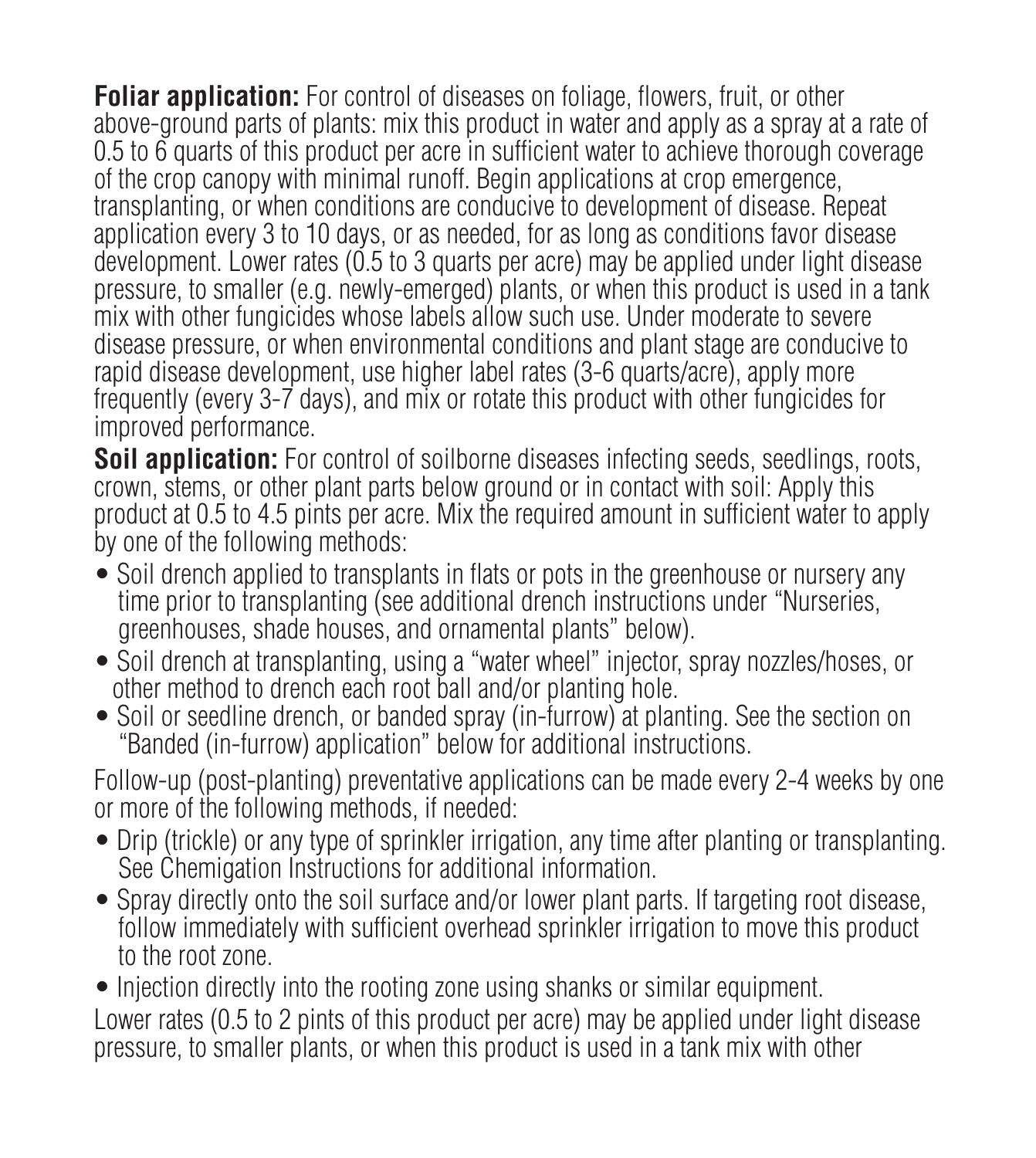**Foliar application:** For control of diseases on foliage, flowers, fruit, or other above-ground parts of plants: mix this product in water and apply as a spray at a rate of 0.5 to 6 quarts of this product per acre in sufficient water to achieve thorough coverage of the crop canopy with minimal runoff. Begin applications at crop emergence, transplanting, or when conditions are conducive to development of disease. Repeat application every 3 to 10 days, or as needed, for as long as conditions favor disease development. Lower rates (0.5 to 3 quarts per acre) may be applied under light disease pressure, to smaller (e.g. newly-emerged) plants, or when this product is used in a tank mix with other fungicides whose labels allow such use. Under moderate to severe disease pressure, or when environmental conditions and plant stage are conducive to rapid disease development, use higher label rates (3-6 quarts/acre), apply more frequently (every 3-7 days), and mix or rotate this product with other fungicides for improved performance.

**Soil application:** For control of soilborne diseases infecting seeds, seedlings, roots, crown, stems, or other plant parts below ground or in contact with soil: Apply this product at 0.5 to 4.5 pints per acre. Mix the required amount in sufficient water to apply by one of the following methods:

- Soil drench applied to transplants in flats or pots in the greenhouse or nursery any time prior to transplanting (see additional drench instructions under "Nurseries, greenhouses, shade houses, and ornamental plants" below).
- Soil drench at transplanting, using a "water wheel" injector, spray nozzles/hoses, or other method to drench each root ball and/or planting hole.
- Soil or seedline drench, or banded spray (in-furrow) at planting. See the section on "Banded (in-furrow) application" below for additional instructions.

Follow-up (post-planting) preventative applications can be made every 2-4 weeks by one or more of the following methods, if needed:

- Drip (trickle) or any type of sprinkler irrigation, any time after planting or transplanting. See Chemigation Instructions for additional information.
- Spray directly onto the soil surface and/or lower plant parts. If targeting root disease, follow immediately with sufficient overhead sprinkler irrigation to move this product to the root zone.
- Injection directly into the rooting zone using shanks or similar equipment.

Lower rates (0.5 to 2 pints of this product per acre) may be applied under light disease pressure, to smaller plants, or when this product is used in a tank mix with other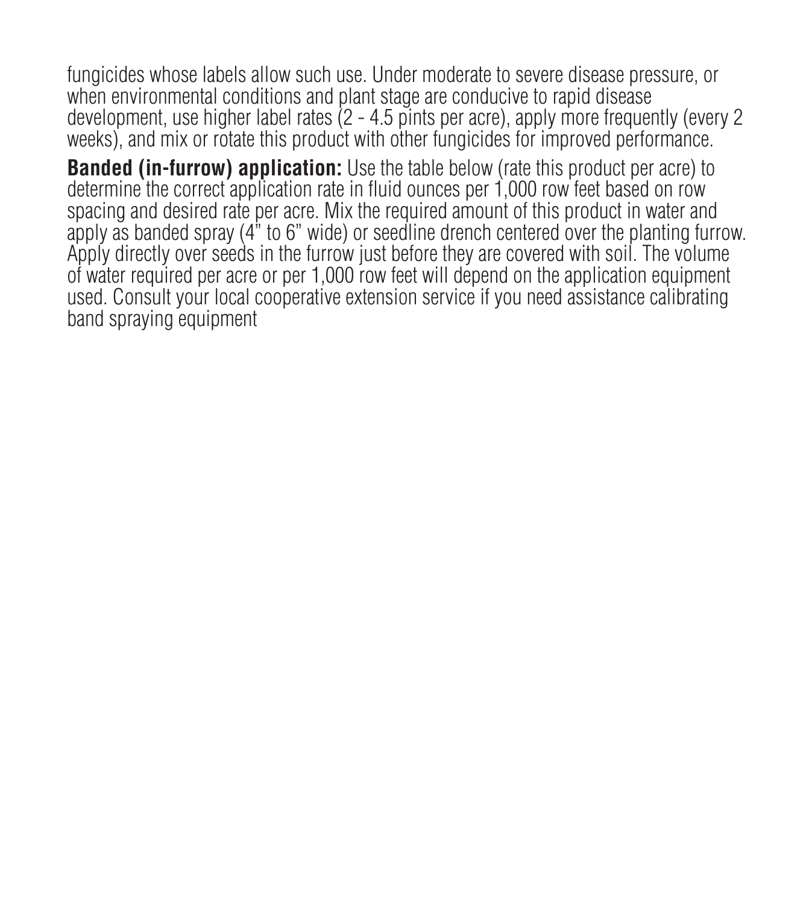fungicides whose labels allow such use. Under moderate to severe disease pressure, or when environmental conditions and plant stage are conducive to rapid disease development, use higher label rates (2 - 4.5 pints per acre), apply more frequently (every 2 weeks), and mix or rotate this product with other fungicides for improved performance.

**Banded (in-furrow) application:** Use the table below (rate this product per acre) to determine the correct application rate in fluid ounces per 1,000 row feet based on row spacing and desired rate per acre. Mix the required amount of this product in water and apply as banded spray (4" to 6" wide) or seedline drench centered over the planting furrow. Apply directly over seeds in the furrow just before they are covered with soil. The volume of water required per acre or per 1,000 row feet will depend on the application equipment used. Consult your local cooperative extension service if you need assistance calibrating band spraying equipment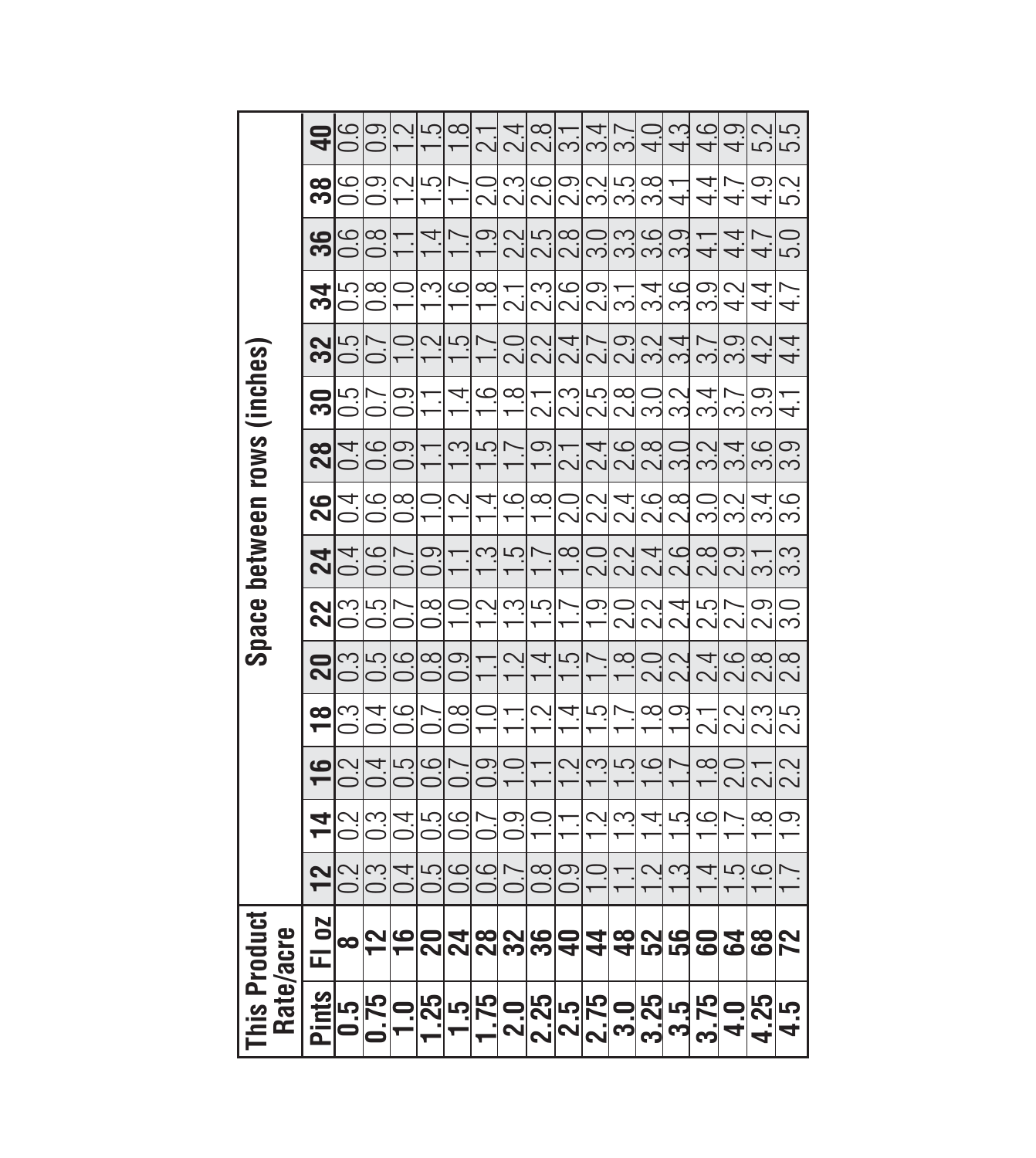| This Product Rate/acre | | Space between rows (inches) | | | | | | | | | | | | | | |
|---|---|---|---|---|---|---|---|---|---|---|---|---|---|---|---|---|
| **Pints** | **Fl oz** | **12** | **14** | **16** | **18** | **20** | **22** | **24** | **26** | **28** | **30** | **32** | **34** | **36** | **38** | **40** |
| **0.5** | **8** | 0.2 | 0.2 | 0.2 | 0.3 | 0.3 | 0.3 | 0.4 | 0.4 | 0.4 | 0.5 | 0.5 | 0.5 | 0.6 | 0.6 | 0.6 |
| **0.75** | **12** | 0.3 | 0.3 | 0.4 | 0.4 | 0.5 | 0.5 | 0.6 | 0.6 | 0.6 | 0.7 | 0.7 | 0.8 | 0.8 | 0.9 | 0.9 |
| **1.0** | **16** | 0.4 | 0.4 | 0.5 | 0.6 | 0.6 | 0.7 | 0.7 | 0.8 | 0.9 | 0.9 | 1.0 | 1.0 | 1.1 | 1.2 | 1.2 |
| **1.25** | **20** | 0.5 | 0.5 | 0.6 | 0.7 | 0.8 | 0.8 | 0.9 | 1.0 | 1.1 | 1.1 | 1.2 | 1.3 | 1.4 | 1.5 | 1.5 |
| **1.5** | **24** | 0.6 | 0.6 | 0.7 | 0.8 | 0.9 | 1.0 | 1.1 | 1.2 | 1.3 | 1.4 | 1.5 | 1.6 | 1.7 | 1.7 | 1.8 |
| **1.75** | **28** | 0.6 | 0.7 | 0.9 | 1.0 | 1.1 | 1.2 | 1.3 | 1.4 | 1.5 | 1.6 | 1.7 | 1.8 | 1.9 | 2.0 | 2.1 |
| **2.0** | **32** | 0.7 | 0.9 | 1.0 | 1.1 | 1.2 | 1.3 | 1.5 | 1.6 | 1.7 | 1.8 | 2.0 | 2.1 | 2.2 | 2.3 | 2.4 |
| **2.25** | **36** | 0.8 | 1.0 | 1.1 | 1.2 | 1.4 | 1.5 | 1.7 | 1.8 | 1.9 | 2.1 | 2.2 | 2.3 | 2.5 | 2.6 | 2.8 |
| **2.5** | **40** | 0.9 | 1.1 | 1.2 | 1.4 | 1.5 | 1.7 | 1.8 | 2.0 | 2.1 | 2.3 | 2.4 | 2.6 | 2.8 | 2.9 | 3.1 |
| **2.75** | **44** | 1.0 | 1.2 | 1.3 | 1.5 | 1.7 | 1.9 | 2.0 | 2.2 | 2.4 | 2.5 | 2.7 | 2.9 | 3.0 | 3.2 | 3.4 |
| **3.0** | **48** | 1.1 | 1.3 | 1.5 | 1.7 | 1.8 | 2.0 | 2.2 | 2.4 | 2.6 | 2.8 | 2.9 | 3.1 | 3.3 | 3.5 | 3.7 |
| **3.25** | **52** | 1.2 | 1.4 | 1.6 | 1.8 | 2.0 | 2.2 | 2.4 | 2.6 | 2.8 | 3.0 | 3.2 | 3.4 | 3.6 | 3.8 | 4.0 |
| **3.5** | **56** | 1.3 | 1.5 | 1.7 | 1.9 | 2.2 | 2.4 | 2.6 | 2.8 | 3.0 | 3.2 | 3.4 | 3.6 | 3.9 | 4.1 | 4.3 |
| **3.75** | **60** | 1.4 | 1.6 | 1.8 | 2.1 | 2.4 | 2.5 | 2.8 | 3.0 | 3.2 | 3.4 | 3.7 | 3.9 | 4.1 | 4.4 | 4.6 |
| **4.0** | **64** | 1.5 | 1.7 | 2.0 | 2.2 | 2.6 | 2.7 | 2.9 | 3.2 | 3.4 | 3.7 | 3.9 | 4.2 | 4.4 | 4.7 | 4.9 |
| **4.25** | **68** | 1.6 | 1.8 | 2.1 | 2.3 | 2.8 | 2.9 | 3.1 | 3.4 | 3.6 | 3.9 | 4.2 | 4.4 | 4.7 | 4.9 | 5.2 |
| **4.5** | **72** | 1.7 | 1.9 | 2.2 | 2.5 | 2.8 | 3.0 | 3.3 | 3.6 | 3.9 | 4.1 | 4.4 | 4.7 | 5.0 | 5.2 | 5.5 |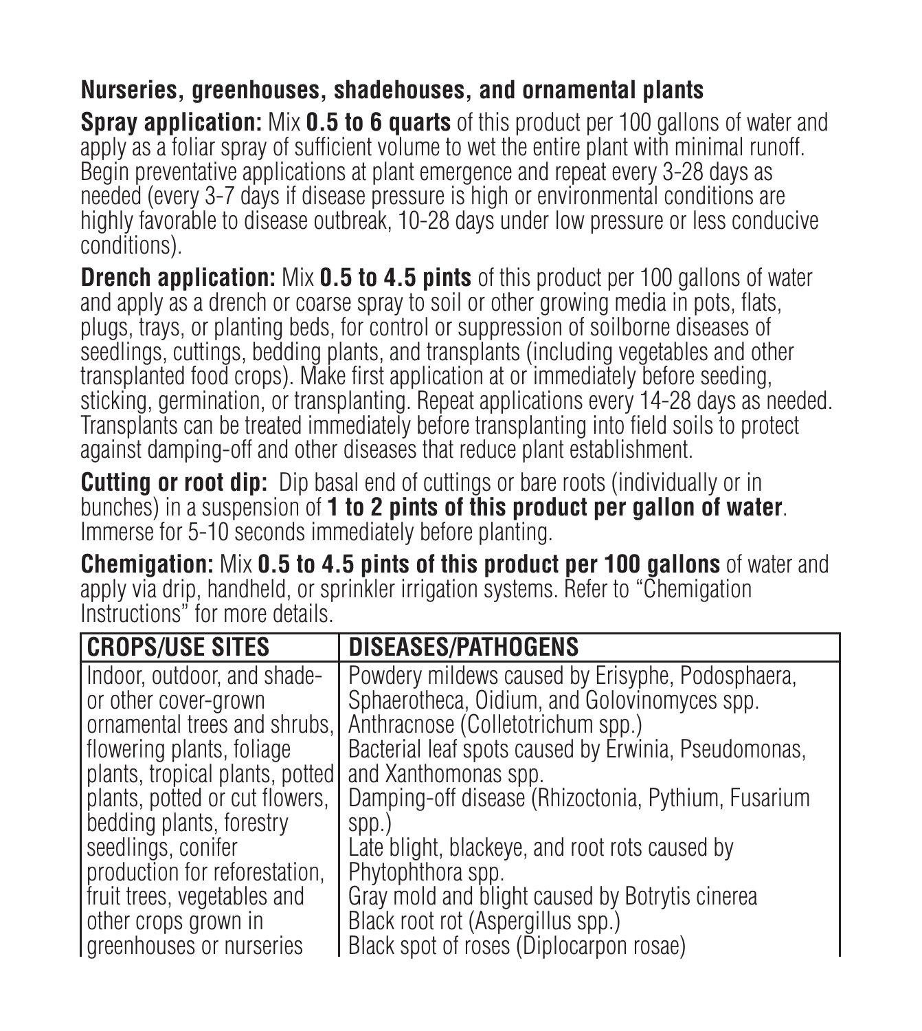### Nurseries, greenhouses, shadehouses, and ornamental plants

**Spray application:** Mix **0.5 to 6 quarts** of this product per 100 gallons of water and apply as a foliar spray of sufficient volume to wet the entire plant with minimal runoff. Begin preventative applications at plant emergence and repeat every 3-28 days as needed (every 3-7 days if disease pressure is high or environmental conditions are highly favorable to disease outbreak, 10-28 days under low pressure or less conducive conditions).

**Drench application:** Mix **0.5 to 4.5 pints** of this product per 100 gallons of water and apply as a drench or coarse spray to soil or other growing media in pots, flats, plugs, trays, or planting beds, for control or suppression of soilborne diseases of seedlings, cuttings, bedding plants, and transplants (including vegetables and other transplanted food crops). Make first application at or immediately before seeding, sticking, germination, or transplanting. Repeat applications every 14-28 days as needed. Transplants can be treated immediately before transplanting into field soils to protect against damping-off and other diseases that reduce plant establishment.

**Cutting or root dip:** Dip basal end of cuttings or bare roots (individually or in bunches) in a suspension of **1 to 2 pints of this product per gallon of water**. Immerse for 5-10 seconds immediately before planting.

**Chemigation:** Mix **0.5 to 4.5 pints of this product per 100 gallons** of water and apply via drip, handheld, or sprinkler irrigation systems. Refer to "Chemigation Instructions" for more details.

| CROPS/USE SITES | DISEASES/PATHOGENS |
|---|---|
| Indoor, outdoor, and shade- or other cover-grown ornamental trees and shrubs, flowering plants, foliage plants, tropical plants, potted plants, potted or cut flowers, bedding plants, forestry seedlings, conifer production for reforestation, fruit trees, vegetables and other crops grown in greenhouses or nurseries | Powdery mildews caused by Erisyphe, Podosphaera, Sphaerotheca, Oidium, and Golovinomyces spp.<br>Anthracnose (Colletotrichum spp.)<br>Bacterial leaf spots caused by Erwinia, Pseudomonas, and Xanthomonas spp.<br>Damping-off disease (Rhizoctonia, Pythium, Fusarium spp.)<br>Late blight, blackeye, and root rots caused by Phytophthora spp.<br>Gray mold and blight caused by Botrytis cinerea<br>Black root rot (Aspergillus spp.)<br>Black spot of roses (Diplocarpon rosae) |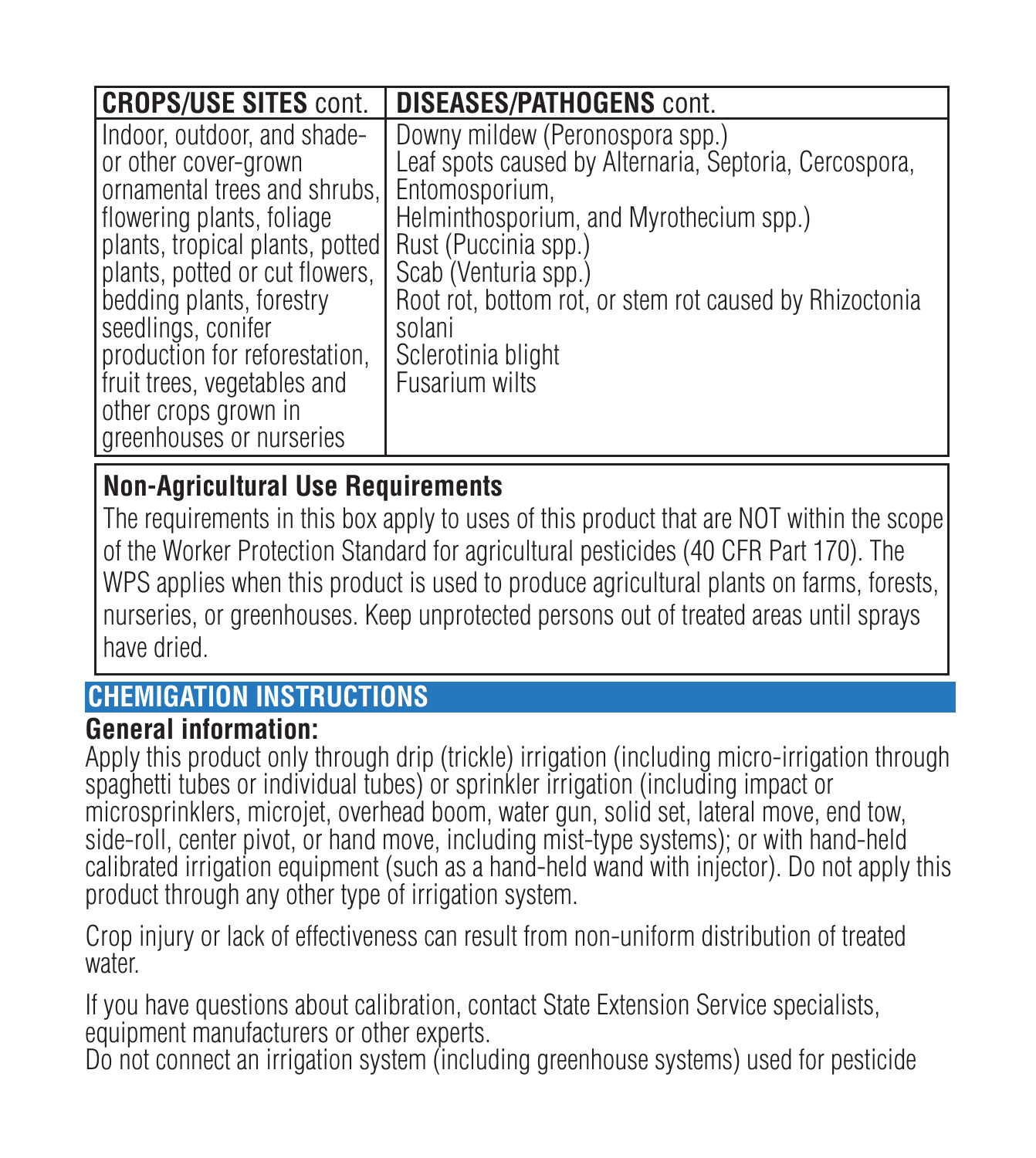| CROPS/USE SITES cont. | DISEASES/PATHOGENS cont. |
|---|---|
| Indoor, outdoor, and shade- or other cover-grown ornamental trees and shrubs, flowering plants, foliage plants, tropical plants, potted plants, potted or cut flowers, bedding plants, forestry seedlings, conifer production for reforestation, fruit trees, vegetables and other crops grown in greenhouses or nurseries | Downy mildew (Peronospora spp.)<br>Leaf spots caused by Alternaria, Septoria, Cercospora, Entomosporium, Helminthosporium, and Myrothecium spp.)<br>Rust (Puccinia spp.)<br>Scab (Venturia spp.)<br>Root rot, bottom rot, or stem rot caused by Rhizoctonia solani<br>Sclerotinia blight<br>Fusarium wilts |

**Non-Agricultural Use Requirements**

The requirements in this box apply to uses of this product that are NOT within the scope of the Worker Protection Standard for agricultural pesticides (40 CFR Part 170). The WPS applies when this product is used to produce agricultural plants on farms, forests, nurseries, or greenhouses. Keep unprotected persons out of treated areas until sprays have dried.

## CHEMIGATION INSTRUCTIONS

**General information:**

Apply this product only through drip (trickle) irrigation (including micro-irrigation through spaghetti tubes or individual tubes) or sprinkler irrigation (including impact or microsprinklers, microjet, overhead boom, water gun, solid set, lateral move, end tow, side-roll, center pivot, or hand move, including mist-type systems); or with hand-held calibrated irrigation equipment (such as a hand-held wand with injector). Do not apply this product through any other type of irrigation system.

Crop injury or lack of effectiveness can result from non-uniform distribution of treated water.

If you have questions about calibration, contact State Extension Service specialists, equipment manufacturers or other experts.
Do not connect an irrigation system (including greenhouse systems) used for pesticide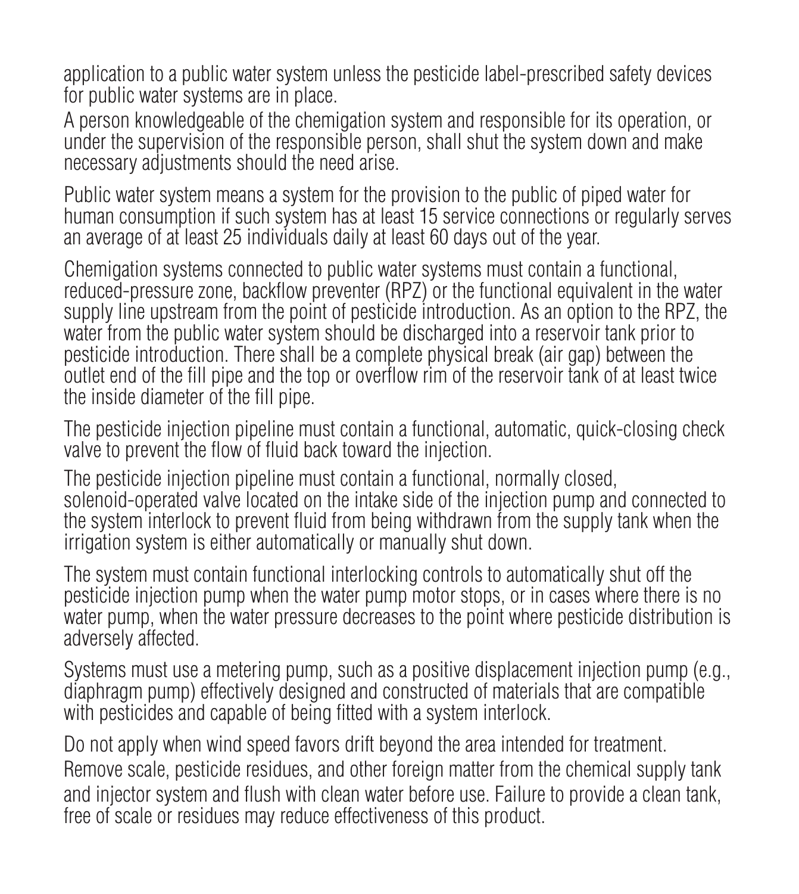application to a public water system unless the pesticide label-prescribed safety devices for public water systems are in place.

A person knowledgeable of the chemigation system and responsible for its operation, or under the supervision of the responsible person, shall shut the system down and make necessary adjustments should the need arise.

Public water system means a system for the provision to the public of piped water for human consumption if such system has at least 15 service connections or regularly serves an average of at least 25 individuals daily at least 60 days out of the year.

Chemigation systems connected to public water systems must contain a functional, reduced-pressure zone, backflow preventer (RPZ) or the functional equivalent in the water supply line upstream from the point of pesticide introduction. As an option to the RPZ, the water from the public water system should be discharged into a reservoir tank prior to pesticide introduction. There shall be a complete physical break (air gap) between the outlet end of the fill pipe and the top or overflow rim of the reservoir tank of at least twice the inside diameter of the fill pipe.

The pesticide injection pipeline must contain a functional, automatic, quick-closing check valve to prevent the flow of fluid back toward the injection.

The pesticide injection pipeline must contain a functional, normally closed, solenoid-operated valve located on the intake side of the injection pump and connected to the system interlock to prevent fluid from being withdrawn from the supply tank when the irrigation system is either automatically or manually shut down.

The system must contain functional interlocking controls to automatically shut off the pesticide injection pump when the water pump motor stops, or in cases where there is no water pump, when the water pressure decreases to the point where pesticide distribution is adversely affected.

Systems must use a metering pump, such as a positive displacement injection pump (e.g., diaphragm pump) effectively designed and constructed of materials that are compatible with pesticides and capable of being fitted with a system interlock.

Do not apply when wind speed favors drift beyond the area intended for treatment.

Remove scale, pesticide residues, and other foreign matter from the chemical supply tank and injector system and flush with clean water before use. Failure to provide a clean tank, free of scale or residues may reduce effectiveness of this product.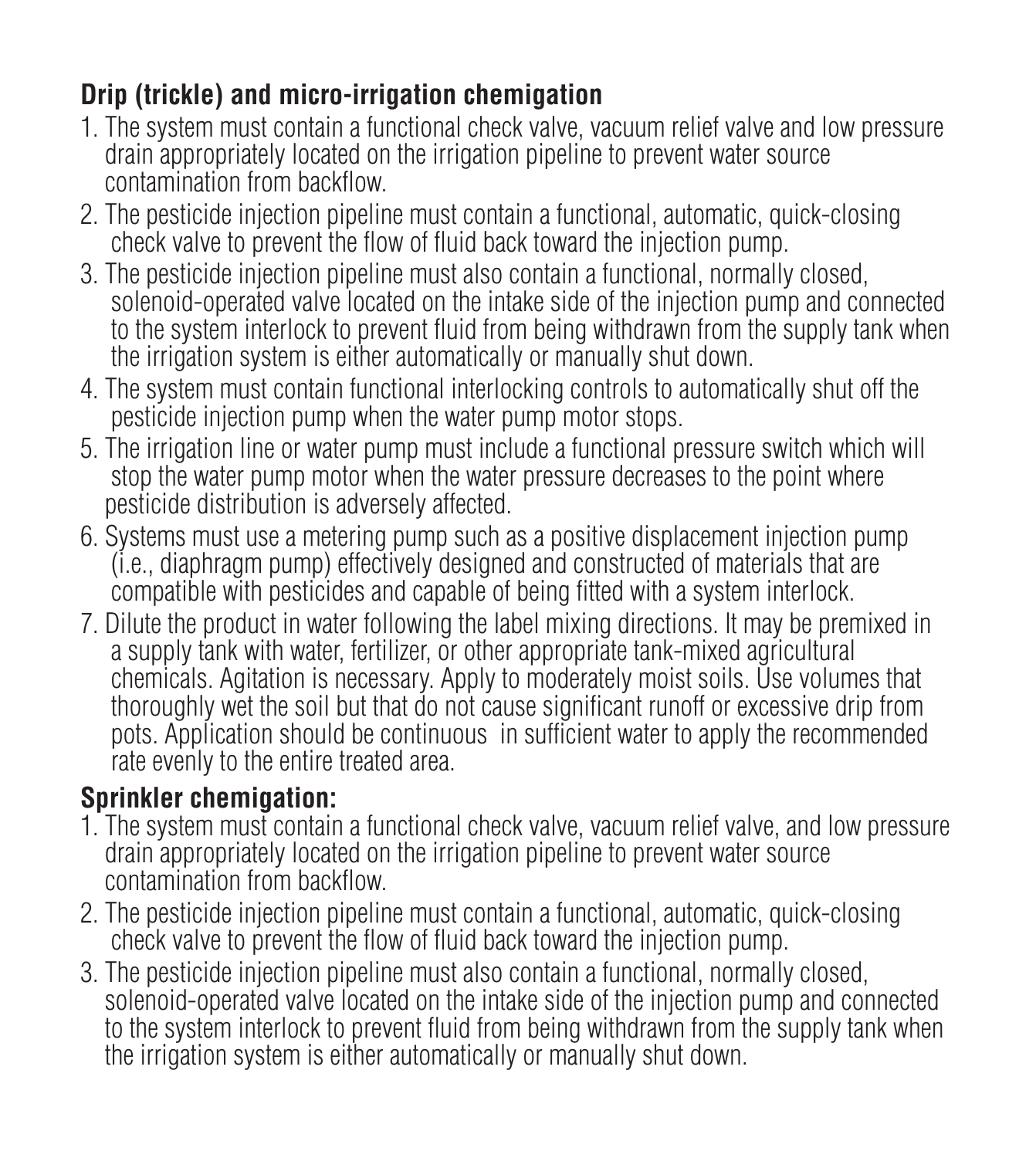**Drip (trickle) and micro-irrigation chemigation**

1. The system must contain a functional check valve, vacuum relief valve and low pressure drain appropriately located on the irrigation pipeline to prevent water source contamination from backflow.
2. The pesticide injection pipeline must contain a functional, automatic, quick-closing check valve to prevent the flow of fluid back toward the injection pump.
3. The pesticide injection pipeline must also contain a functional, normally closed, solenoid-operated valve located on the intake side of the injection pump and connected to the system interlock to prevent fluid from being withdrawn from the supply tank when the irrigation system is either automatically or manually shut down.
4. The system must contain functional interlocking controls to automatically shut off the pesticide injection pump when the water pump motor stops.
5. The irrigation line or water pump must include a functional pressure switch which will stop the water pump motor when the water pressure decreases to the point where pesticide distribution is adversely affected.
6. Systems must use a metering pump such as a positive displacement injection pump (i.e., diaphragm pump) effectively designed and constructed of materials that are compatible with pesticides and capable of being fitted with a system interlock.
7. Dilute the product in water following the label mixing directions. It may be premixed in a supply tank with water, fertilizer, or other appropriate tank-mixed agricultural chemicals. Agitation is necessary. Apply to moderately moist soils. Use volumes that thoroughly wet the soil but that do not cause significant runoff or excessive drip from pots. Application should be continuous in sufficient water to apply the recommended rate evenly to the entire treated area.

**Sprinkler chemigation:**

1. The system must contain a functional check valve, vacuum relief valve, and low pressure drain appropriately located on the irrigation pipeline to prevent water source contamination from backflow.
2. The pesticide injection pipeline must contain a functional, automatic, quick-closing check valve to prevent the flow of fluid back toward the injection pump.
3. The pesticide injection pipeline must also contain a functional, normally closed, solenoid-operated valve located on the intake side of the injection pump and connected to the system interlock to prevent fluid from being withdrawn from the supply tank when the irrigation system is either automatically or manually shut down.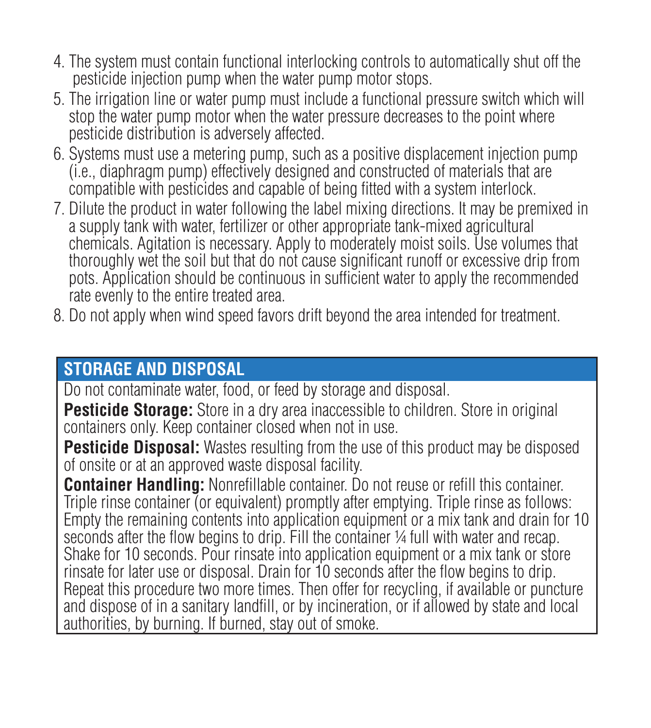4. The system must contain functional interlocking controls to automatically shut off the pesticide injection pump when the water pump motor stops.
5. The irrigation line or water pump must include a functional pressure switch which will stop the water pump motor when the water pressure decreases to the point where pesticide distribution is adversely affected.
6. Systems must use a metering pump, such as a positive displacement injection pump (i.e., diaphragm pump) effectively designed and constructed of materials that are compatible with pesticides and capable of being fitted with a system interlock.
7. Dilute the product in water following the label mixing directions. It may be premixed in a supply tank with water, fertilizer or other appropriate tank-mixed agricultural chemicals. Agitation is necessary. Apply to moderately moist soils. Use volumes that thoroughly wet the soil but that do not cause significant runoff or excessive drip from pots. Application should be continuous in sufficient water to apply the recommended rate evenly to the entire treated area.
8. Do not apply when wind speed favors drift beyond the area intended for treatment.

## STORAGE AND DISPOSAL

Do not contaminate water, food, or feed by storage and disposal.

**Pesticide Storage:** Store in a dry area inaccessible to children. Store in original containers only. Keep container closed when not in use.

**Pesticide Disposal:** Wastes resulting from the use of this product may be disposed of onsite or at an approved waste disposal facility.

**Container Handling:** Nonrefillable container. Do not reuse or refill this container. Triple rinse container (or equivalent) promptly after emptying. Triple rinse as follows: Empty the remaining contents into application equipment or a mix tank and drain for 10 seconds after the flow begins to drip. Fill the container ¼ full with water and recap. Shake for 10 seconds. Pour rinsate into application equipment or a mix tank or store rinsate for later use or disposal. Drain for 10 seconds after the flow begins to drip. Repeat this procedure two more times. Then offer for recycling, if available or puncture and dispose of in a sanitary landfill, or by incineration, or if allowed by state and local authorities, by burning. If burned, stay out of smoke.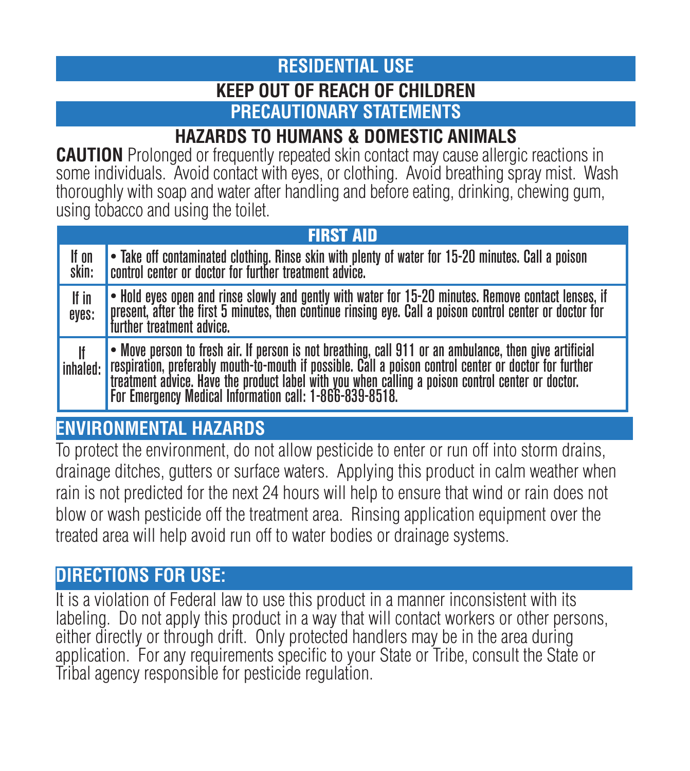## RESIDENTIAL USE

### KEEP OUT OF REACH OF CHILDREN

## PRECAUTIONARY STATEMENTS

### HAZARDS TO HUMANS & DOMESTIC ANIMALS

**CAUTION** Prolonged or frequently repeated skin contact may cause allergic reactions in some individuals. Avoid contact with eyes, or clothing. Avoid breathing spray mist. Wash thoroughly with soap and water after handling and before eating, drinking, chewing gum, using tobacco and using the toilet.

| FIRST AID | |
|---|---|
| If on skin: | • Take off contaminated clothing. Rinse skin with plenty of water for 15-20 minutes. Call a poison control center or doctor for further treatment advice. |
| If in eyes: | • Hold eyes open and rinse slowly and gently with water for 15-20 minutes. Remove contact lenses, if present, after the first 5 minutes, then continue rinsing eye. Call a poison control center or doctor for further treatment advice. |
| If inhaled: | • Move person to fresh air. If person is not breathing, call 911 or an ambulance, then give artificial respiration, preferably mouth-to-mouth if possible. Call a poison control center or doctor for further treatment advice. Have the product label with you when calling a poison control center or doctor. For Emergency Medical Information call: 1-866-839-8518. |

## ENVIRONMENTAL HAZARDS

To protect the environment, do not allow pesticide to enter or run off into storm drains, drainage ditches, gutters or surface waters. Applying this product in calm weather when rain is not predicted for the next 24 hours will help to ensure that wind or rain does not blow or wash pesticide off the treatment area. Rinsing application equipment over the treated area will help avoid run off to water bodies or drainage systems.

## DIRECTIONS FOR USE:

It is a violation of Federal law to use this product in a manner inconsistent with its labeling. Do not apply this product in a way that will contact workers or other persons, either directly or through drift. Only protected handlers may be in the area during application. For any requirements specific to your State or Tribe, consult the State or Tribal agency responsible for pesticide regulation.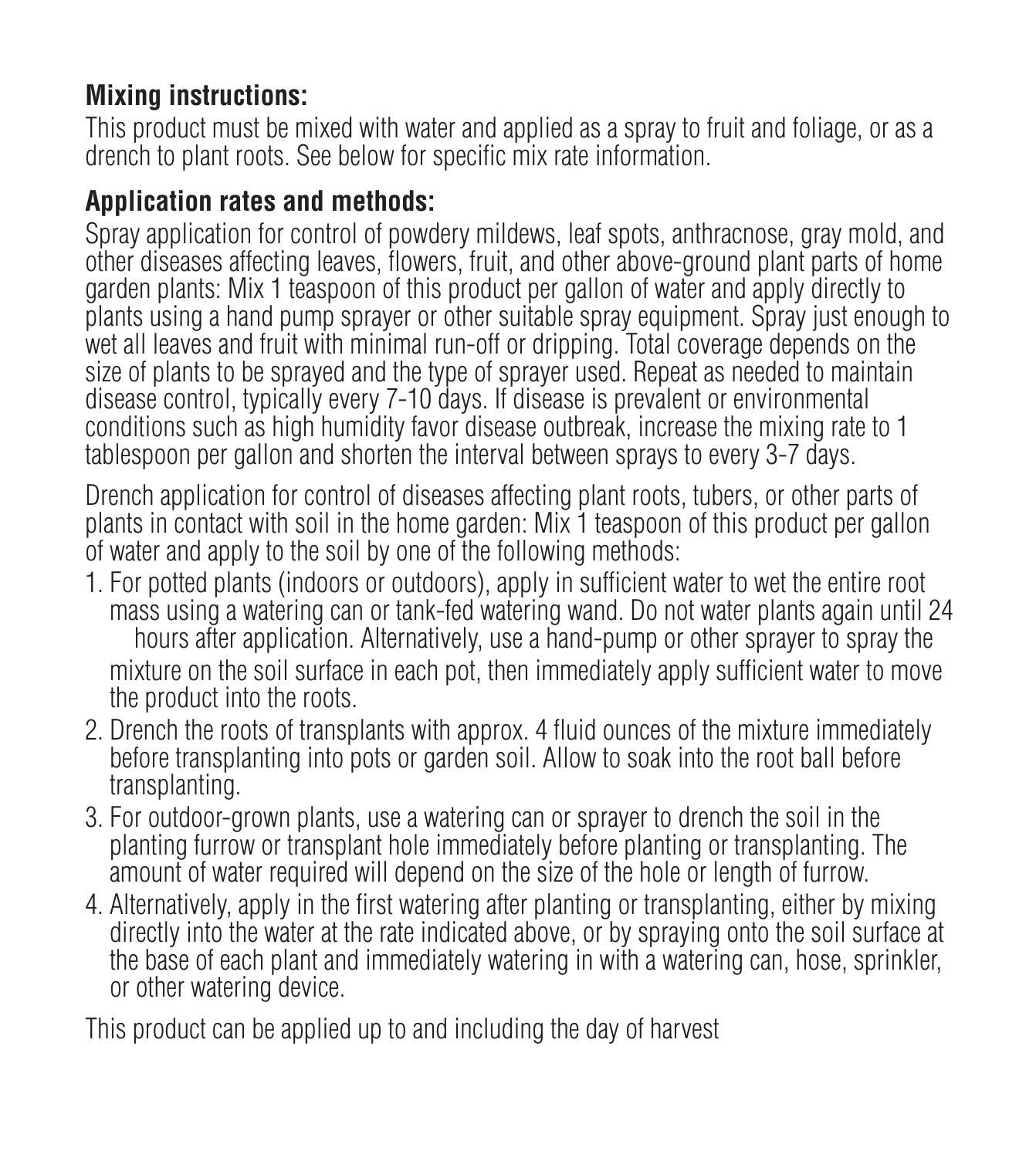**Mixing instructions:**

This product must be mixed with water and applied as a spray to fruit and foliage, or as a drench to plant roots. See below for specific mix rate information.

**Application rates and methods:**

Spray application for control of powdery mildews, leaf spots, anthracnose, gray mold, and other diseases affecting leaves, flowers, fruit, and other above-ground plant parts of home garden plants: Mix 1 teaspoon of this product per gallon of water and apply directly to plants using a hand pump sprayer or other suitable spray equipment. Spray just enough to wet all leaves and fruit with minimal run-off or dripping. Total coverage depends on the size of plants to be sprayed and the type of sprayer used. Repeat as needed to maintain disease control, typically every 7-10 days. If disease is prevalent or environmental conditions such as high humidity favor disease outbreak, increase the mixing rate to 1 tablespoon per gallon and shorten the interval between sprays to every 3-7 days.

Drench application for control of diseases affecting plant roots, tubers, or other parts of plants in contact with soil in the home garden: Mix 1 teaspoon of this product per gallon of water and apply to the soil by one of the following methods:

1. For potted plants (indoors or outdoors), apply in sufficient water to wet the entire root mass using a watering can or tank-fed watering wand. Do not water plants again until 24 hours after application. Alternatively, use a hand-pump or other sprayer to spray the mixture on the soil surface in each pot, then immediately apply sufficient water to move the product into the roots.
2. Drench the roots of transplants with approx. 4 fluid ounces of the mixture immediately before transplanting into pots or garden soil. Allow to soak into the root ball before transplanting.
3. For outdoor-grown plants, use a watering can or sprayer to drench the soil in the planting furrow or transplant hole immediately before planting or transplanting. The amount of water required will depend on the size of the hole or length of furrow.
4. Alternatively, apply in the first watering after planting or transplanting, either by mixing directly into the water at the rate indicated above, or by spraying onto the soil surface at the base of each plant and immediately watering in with a watering can, hose, sprinkler, or other watering device.

This product can be applied up to and including the day of harvest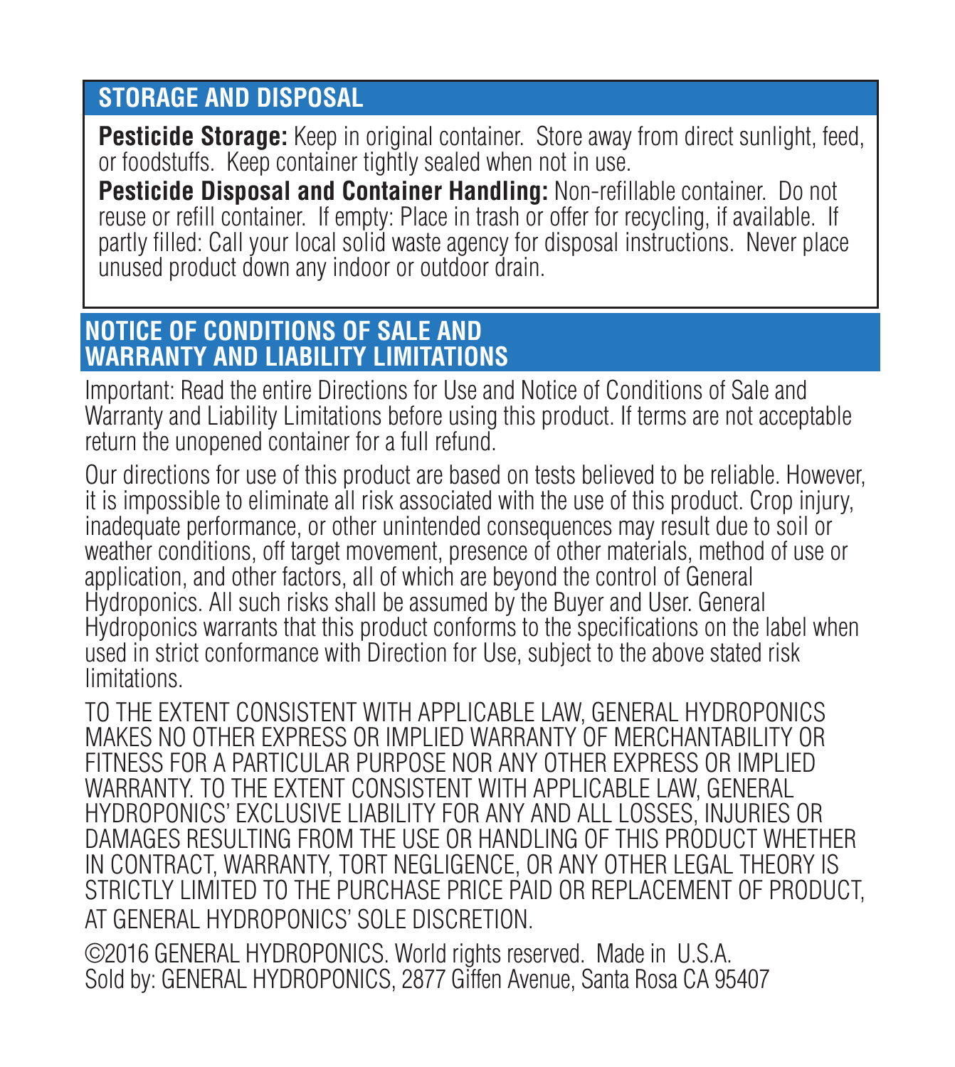## STORAGE AND DISPOSAL

**Pesticide Storage:** Keep in original container. Store away from direct sunlight, feed, or foodstuffs. Keep container tightly sealed when not in use.

**Pesticide Disposal and Container Handling:** Non-refillable container. Do not reuse or refill container. If empty: Place in trash or offer for recycling, if available. If partly filled: Call your local solid waste agency for disposal instructions. Never place unused product down any indoor or outdoor drain.

## NOTICE OF CONDITIONS OF SALE AND WARRANTY AND LIABILITY LIMITATIONS

Important: Read the entire Directions for Use and Notice of Conditions of Sale and Warranty and Liability Limitations before using this product. If terms are not acceptable return the unopened container for a full refund.

Our directions for use of this product are based on tests believed to be reliable. However, it is impossible to eliminate all risk associated with the use of this product. Crop injury, inadequate performance, or other unintended consequences may result due to soil or weather conditions, off target movement, presence of other materials, method of use or application, and other factors, all of which are beyond the control of General Hydroponics. All such risks shall be assumed by the Buyer and User. General Hydroponics warrants that this product conforms to the specifications on the label when used in strict conformance with Direction for Use, subject to the above stated risk limitations.

TO THE EXTENT CONSISTENT WITH APPLICABLE LAW, GENERAL HYDROPONICS MAKES NO OTHER EXPRESS OR IMPLIED WARRANTY OF MERCHANTABILITY OR FITNESS FOR A PARTICULAR PURPOSE NOR ANY OTHER EXPRESS OR IMPLIED WARRANTY. TO THE EXTENT CONSISTENT WITH APPLICABLE LAW, GENERAL HYDROPONICS' EXCLUSIVE LIABILITY FOR ANY AND ALL LOSSES, INJURIES OR DAMAGES RESULTING FROM THE USE OR HANDLING OF THIS PRODUCT WHETHER IN CONTRACT, WARRANTY, TORT NEGLIGENCE, OR ANY OTHER LEGAL THEORY IS STRICTLY LIMITED TO THE PURCHASE PRICE PAID OR REPLACEMENT OF PRODUCT, AT GENERAL HYDROPONICS' SOLE DISCRETION.

©2016 GENERAL HYDROPONICS. World rights reserved. Made in U.S.A.
Sold by: GENERAL HYDROPONICS, 2877 Giffen Avenue, Santa Rosa CA 95407